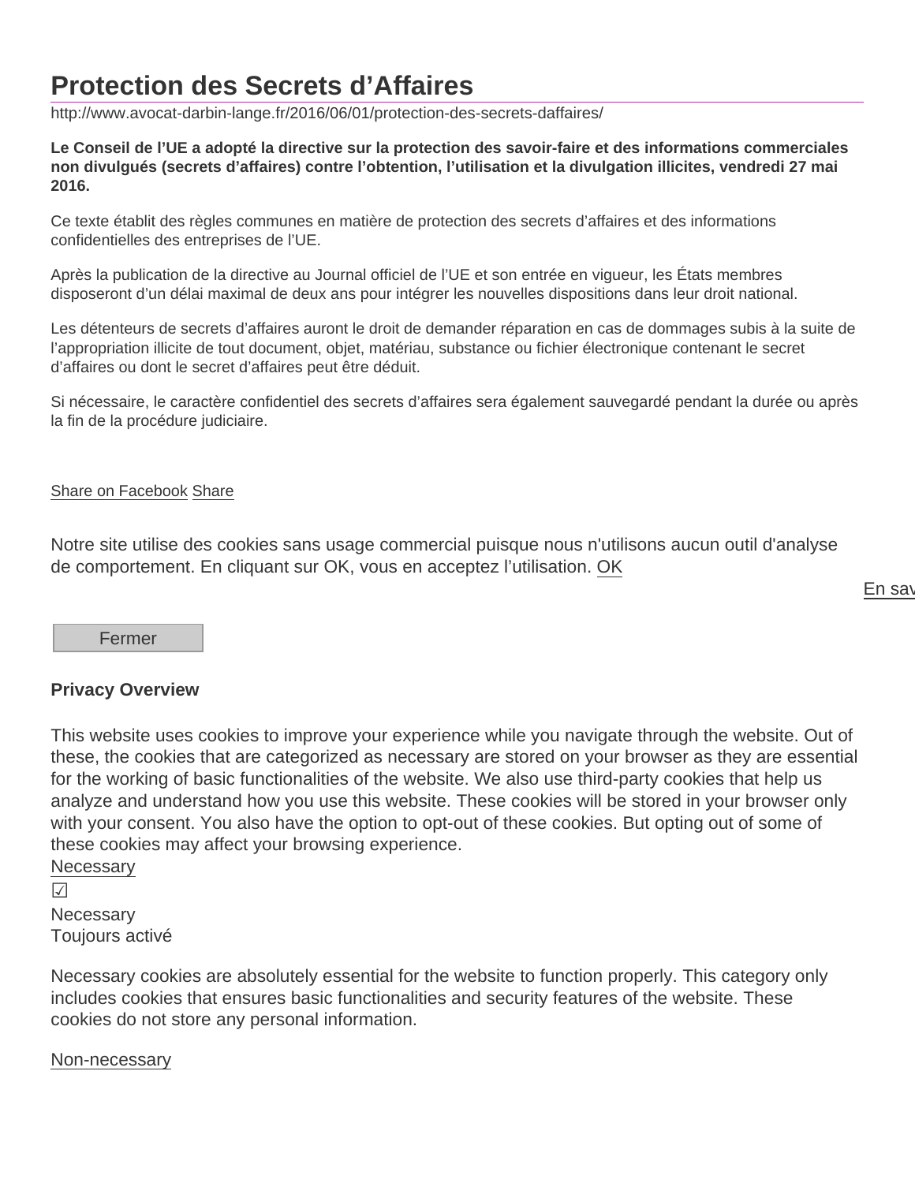# Protection des Secrets d'Affaires

http://www.avocat-darbin-lange.fr/2016/06/01/protection-des-secrets-daffaires/

**Le Conseil de l'UE a adopté la directive sur la protection des savoir-faire et des informations commerciales non divulgués (secrets d'affaires) contre l'obtention, l'utilisation et la divulgation illicites, vendredi 27 mai 2016.**

Ce texte établit des règles communes en matière de protection des secrets d'affaires et des informations confidentielles des entreprises de l'UE.

Après la publication de la directive au Journal officiel de l'UE et son entrée en vigueur, les États membres disposeront d'un délai maximal de deux ans pour intégrer les nouvelles dispositions dans leur droit national.

Les détenteurs de secrets d'affaires auront le droit de demander réparation en cas de dommages subis à la suite de l'appropriation illicite de tout document, objet, matériau, substance ou fichier électronique contenant le secret d'affaires ou dont le secret d'affaires peut être déduit.

Si nécessaire, le caractère confidentiel des secrets d'affaires sera également sauvegardé pendant la durée ou après la fin de la procédure judiciaire.

Share on Facebook Share

Notre site utilise des cookies sans usage commercial puisque nous n'utilisons aucun outil d'analyse de comportement. En cliquant sur OK, vous en acceptez l'utilisation. OK

En sav

Fermer

**Privacy Overview**

This website uses cookies to improve your experience while you navigate through the website. Out of these, the cookies that are categorized as necessary are stored on your browser as they are essential for the working of basic functionalities of the website. We also use third-party cookies that help us analyze and understand how you use this website. These cookies will be stored in your browser only with your consent. You also have the option to opt-out of these cookies. But opting out of some of these cookies may affect your browsing experience.

Necessary

☑

Necessary

Toujours activé

Necessary cookies are absolutely essential for the website to function properly. This category only includes cookies that ensures basic functionalities and security features of the website. These cookies do not store any personal information.

Non-necessary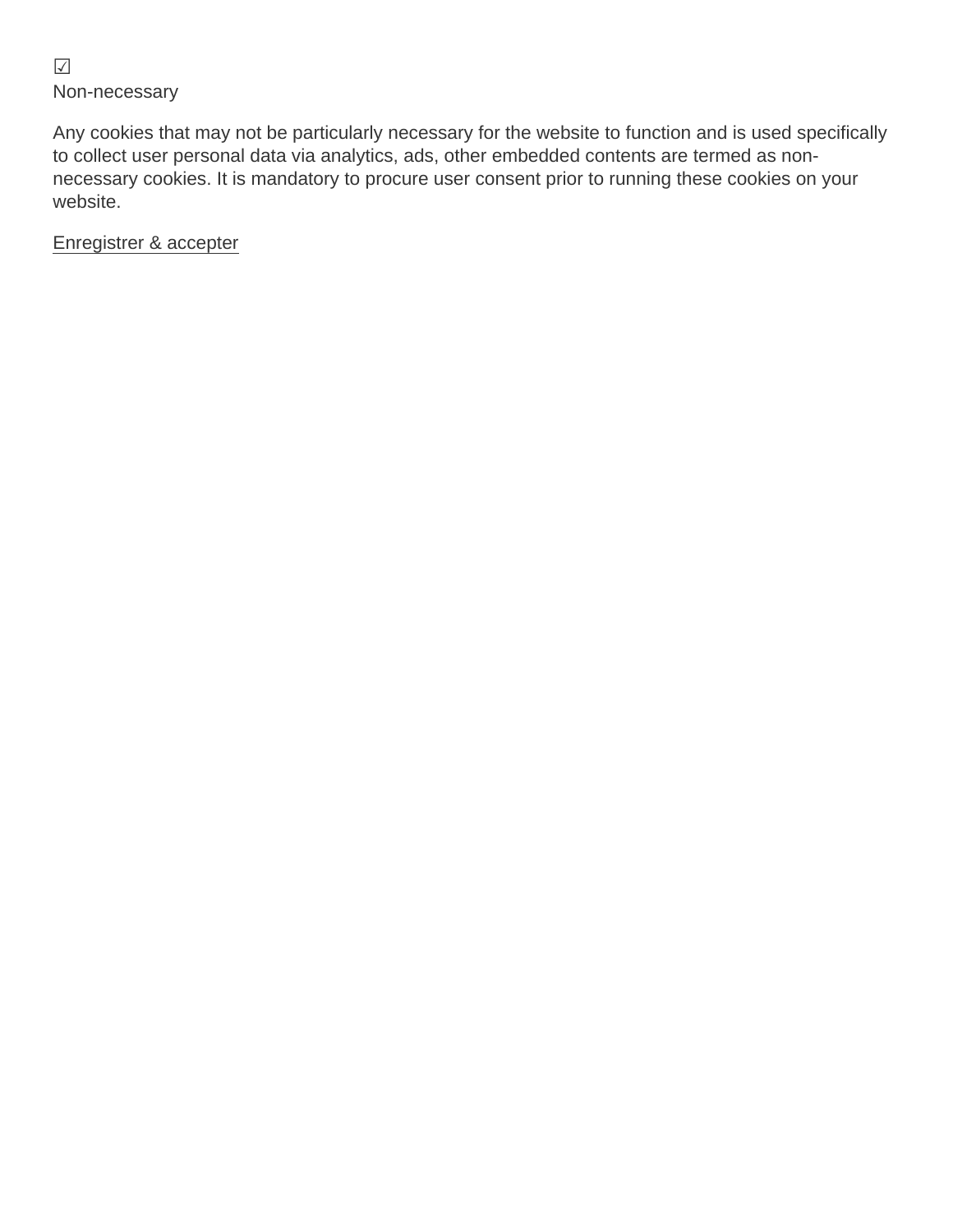☑
Non-necessary

Any cookies that may not be particularly necessary for the website to function and is used specifically to collect user personal data via analytics, ads, other embedded contents are termed as non-necessary cookies. It is mandatory to procure user consent prior to running these cookies on your website.

Enregistrer & accepter